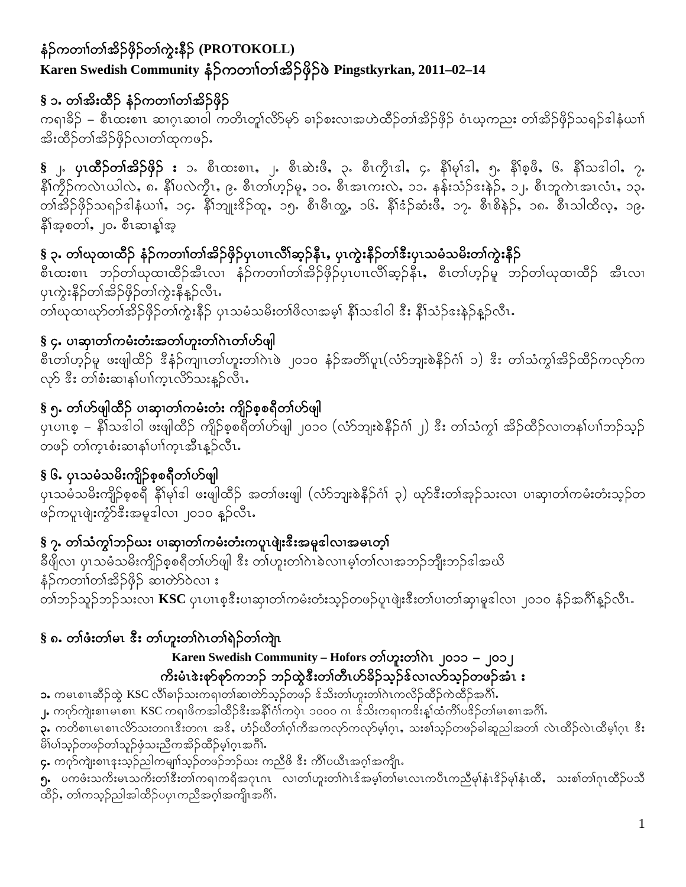# နံၣ်ကတၢါတၢ်အိၣ်ဖှိၣ်တၢ်ကွဲးနီၣ် (PROTOKOLL)

**Karen Swedish Community နံၣ်ကတၢါတၢ်အိၣ်ဖှိၣ်ဖဲ Pingstkyrkan, 2011–02–14**

## § ၁. တၢ်အိးထိၣ် နံၣ်ကတၢါတၢ်အိၣ်ဖှိၣ်

ကရၢခိၣ် – စီၤထးစၢၤ ဆၢဂ့ၤဆၢဝါ ကတိၤတူၢ်လိာ်မှာ် ခၢၣ်စးလၢအဟဲထိၣ်တၢ်အိၣ်ဖှိၣ် ဝံၤယ့ကညး တၢ်အိၣ်ဖှိၣ်သရၣ်ဒါနံယၢၢ် အိးထိၣ်တၢ်အိၣ်ဖှိၣ်လၢတၢ်ထုကဖၣ်.

## § ၂. ပှၤထီၣ်တၢ်အိၣ်ဖှိၣ် :

၁. စီၤထးစၢၤ, ၂. စီၤဆဲးဖီ, ၃. စီၤကီ့ၤဒါ, ၄. နီၢ်မုၢ်ဒါ, ၅. နီၢ်စ့ဖီ, ၆. နီၢ်သဒါဝါ, ၇. နီၢ်ကိၣ်ကလဲၤယါလဲ, ၈. နီၢ်ပလဲကြီၤ, ၉. စီၤတၢ်ဟ့ၣ်မူ, ၁၀. စီၤအၤကးလဲ, ၁၁. နန်းသံၣ်ဒးနဲၣ်, ၁၂. စီၤဘူကဲၤအၤလံၤ, ၁၃. တၢ်အိၣ်ဖှိၣ်သရၣ်ဒါနံယၢၢ်, ၁၄. နီၢ်ဘျုးဒိၣ်ထူ, ၁၅. စီၤမိၤထွ့, ၁၆. နီၢ်ဒံၣ်ဆံးဖီ, ၁၇. စီၤစိနဲၣ်, ၁၈. စီၤသါထိလ့, ၁၉. နီၢ်အ့စတၢ်, ၂၀. စီၤဆၢနု်အ့

## § ၃. တၢ်ယုထၢထိၣ် နံၣ်ကတၢါတၢ်အိၣ်ဖှိၣ်ပှၤပၢၤလီၢ်ဆ့ၣ်နီၤ, ပှၤကွဲးနီၣ်တၢ်ဒီးပှၤသမံသမိးတၢ်ကွဲးနီၣ်

စီၤထးစၢၤ ဘၣ်တၢ်ယုထၢထိၣ်အီၤလၢ နံၣ်ကတၢါတၢ်အိၣ်ဖှိၣ်ပှၤပၢၤလီၢ်ဆ့ၣ်နီၤ, စီၤတၢ်ဟ့ၣ်မူ ဘၣ်တၢ်ယုထၢထိၣ် အီၤလၢ ပှၤကွဲးနီၣ်တၢ်အိၣ်ဖှိၣ်တၢ်ကွဲးနီၣ်နူၣ်လီၤ.

တၢ်ယုထၢယှာ်တၢ်အိၣ်ဖှိၣ်တၢ်ကွဲးနီၣ် ပှၤသမံသမိးတၢ်ဖိလၢအမ့ၢ် နီၢ်သဒါဝါ ဒီး နီၢ်သံၣ်ဒးနဲၣ်နူၣ်လီၤ.

## § ၄. ပၢဆှၢတၢ်ကမံးတံးအတၢ်ဟူးတၢ်ဂဲၤတၢ်ဟ်ဖျါ

စီၤတၢ်ဟ့ၣ်မူ ဖးဖျါထိၣ် ဒီနံၣ်ကျါၤတၢ်ဟူးတၢ်ဂဲၤဖဲ ၂၀၁၀ နံၣ်အတိၢ်ပူၤ(လံာ်ဘျးစဲနီၣ်ဂံၢ် ၁) ဒီး တၢ်သံကွၢ်အိၣ်ထိၣ်ကလုာ်ကလုာ် ဒီး တၢ်စံးဆၢနု်ပၢၢ်ကွ့ၤလိာ်သးနူၣ်လီၤ.

## § ၅. တၢ်ဟ်ဖျါထိၣ် ပၢဆှၢတၢ်ကမံးတံး ကျိၣ်စ့စရီတၢ်ဟ်ဖျါ

ပှၤပၢၤစ့ – နီၢ်သဒါဝါ ဖးဖျါထိၣ် ကျိၣ်စ့စရီတၢ်ဟ်ဖျါ ၂၀၁၀ (လံာ်ဘျးစဲနီၣ်ဂံၢ် ၂) ဒီး တၢ်သံကွၢ် အိၣ်ထိၣ်လၢတနု်ပၢၢ်ဘၣ်သ့ၣ် တဖၣ် တၢ်ကွ့ၤစံးဆၢနု်ပၢၢ်ကွ့ၤအီၤနူၣ်လီၤ.

## § ၆. ပှၤသမံသမိးကျိၣ်စ့စရီတၢ်ဟ်ဖျါ

ပှၤသမံသမိးကျိၣ်စ့စရီ နီၢ်မုၢ်ဒါ ဖးဖျါထိၣ် အတၢ်ဖးဖျါ (လံာ်ဘျးစဲနီၣ်ဂံၢ် ၃) ယှာ်ဒီးတၢ်အှၣ်သးလၢ ပၢဆှၢတၢ်ကမံးတံးသ့ၣ်တဖၣ်ကပူၤဖျဲးကွံာ်ဒီးအမူဒါလၢ ၂၀၁၀ နူၣ်လီၤ.

## § ၇. တၢ်သံကွၢ်ဘၣ်ဃး ပၢဆှၢတၢ်ကမံးတံးကပူၤဖျဲးဒီးအမူဒါလၢအမၤတ့ၢ်

ခီဖျိလၢ ပှၤသမံသမိးကျိၣ်စ့စရီတၢ်ဟ်ဖျါ ဒီး တၢ်ဟူးတၢ်ဂဲၤခဲလၢၤမ့ၢ်တၢ်လၢအဘၣ်ဘျိးဘၣ်ဒါအယိ
နံၣ်ကတၢါတၢ်အိၣ်ဖှိၣ် ဆၢတဲာ်ဝဲလၢ :
တၢ်ဘၣ်သူၣ်ဘၣ်သးလၢ **KSC** ပှၤပၢၤစ့ဒီးပၢဆှၢတၢ်ကမံးတံးသ့ၣ်တဖၣ်ပူၤဖျဲးဒီးတၢ်ပၢတၢ်ဆှၢမူဒါလၢ ၂၀၁၀ နံၣ်အဂီၢ်နူၣ်လီၤ.

## § ၈. တၢ်ဖံးတၢ်မၤ ဒီး တၢ်ဟူးတၢ်ဂဲၤတၢ်ရဲၣ်တၢ်ကျဲၤ

**Karen Swedish Community – Hofors တၢ်ဟူးတၢ်ဂဲၤ ၂၀၁၁ – ၂၀၁၂**

**ကီးမံၤဒဲးစှာ်စှာ်ကဘၣ် ဘၣ်ထွဲဒီးတၢ်တီၤဟ်ခိၣ်သ့ၣ်ဒ်လၢလာ်သ့ၣ်တဖၣ်အံၤ :**

**၁.** ကမၤစၢၤဆီၣ်ထွဲ KSC လီၢ်ခၢၣ်သးကရၢတၢ်ဆၢတဲာ်သ့ၣ်တဖၣ် ဒ်သိးတၢ်ဟူးတၢ်ဂဲၤကလိၣ်ထိၣ်ကဲထိၣ်အဂီၢ်.

**၂.** ကဂုာ်ကျဲးစၢၤမၤစၢၤ KSC ကရၢဖိကအါထိၣ်ဒီးအနီၢ်ဂံၢ်ကပဲၤ ၁၀၀၀ ဂၤ ဒ်သိးကရၢကဒိးနု်ထံကီၢ်ပဒိၣ်တၢ်မၤစၢၤအဂီၢ်.

**၃.** ကတိစၢၤမၤစၢၤလိာ်သးတဂၤဒီးတဂၤ အဒိ, ဟံၣ်ယီတၢ်ဂ့ၢ်ကီအကလုာ်ကလုာ်မ့ၢ်ဂ့ၤ, သးစၢ်သ့ၣ်တဖၣ်ခါဆူညါအတၢ် လဲၤထိၣ်လဲၤထီမ့ၢ်ဂ့ၤ ဒီး မိၢ်ပၢ်သ့ၣ်တဖၣ်တၢ်သူၣ်ဖုံသးညီကအိၣ်ထိၣ်မ့ၢ်ဂ့ၤအဂီၢ်.

**၄.** ကဂုာ်ကျဲးစၢၤဒုးသ့ၣ်ညါကမျၢၢ်သ့ၣ်တဖၣ်ဘၣ်ဃး ကညီဖိ ဒီး ကီၢ်ပယီၤအဂ့ၢ်အကျိၤ.

**၅.** ပကဖံးသကိးမၤသကိးတၢ်ဒီးတၢ်ကရၢကရိအဂုၤဂၤ လၢတၢ်ဟူးတၢ်ဂဲၤဒ်အမ့ၢ်တၢ်မၤလၢကပီၤကညီမုၢ်နံၤဒိၣ်မုၢ်နံၤထီ, သးစၢ်တၢ်ဂုၤထိၣ်ပသီထိၣ်, တၢ်ကသ့ၣ်ညါအါထိၣ်ပပှၤကညီအဂ့ၢ်အကျိၤအဂီၢ်.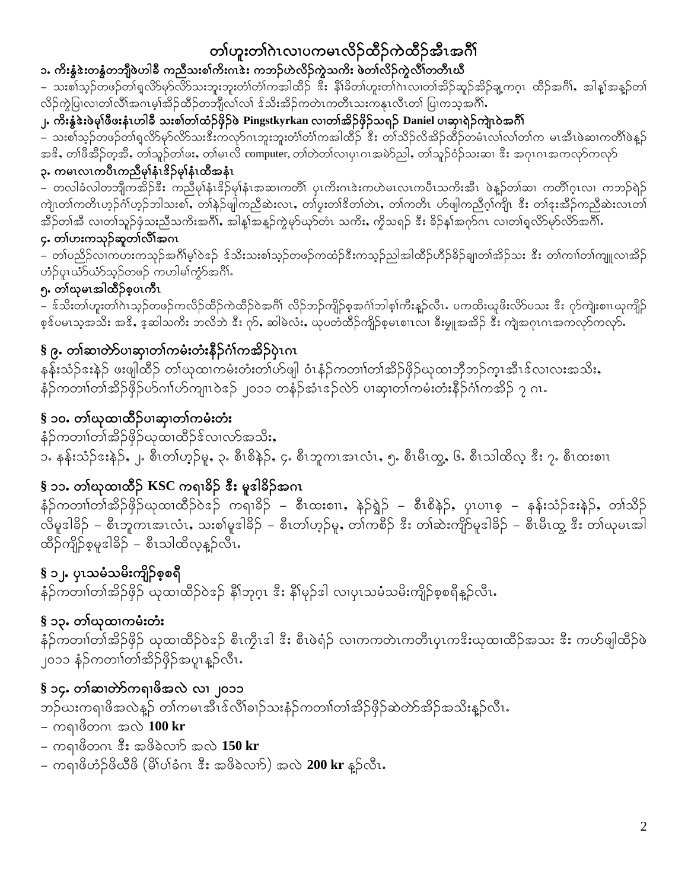## တၢ်ဟူးတၢ်ဂဲၤလၢပကမၤလိဉ်ထီဉ်ကဲထီဉ်အီၤအဂီၢ်

### ၁. ကိးနွံဒံးတနွံတဘျီဖဲဟါခီ ကညီသးစၢ်ကိးဂၤဒံး ကဘဉ်ဟဲလိဉ်ကွဲသကိး ဖဲတၢ်လိဉ်ကွဲလီၢ်တတီၢ်ဃီ

– သးစၢ်သ့ဉ်တဖဉ်တၢ်ရှလိာ်မုာ်လိာ်သးဘူးဘူးတံၢ်တံၢ်ကအါထီဉ် ဒီး နီၢ်ခိတၢ်ဟူးတၢ်ဂဲၤလၢတၢ်အိဉ်ဆူဉ်အိဉ်ချ့ကဂ့ၤ ထီဉ်အဂီၢ်, အါန့ၢ်အန့ဉ်တၢ်လိဉ်ကွဲပြါလၢတၢ်လီၢ်အဂၤမ့ၢ်အိဉ်ထိဉ်တဘျီလၢ်လၢ် ဒ်သိးအိဉ်ကတဲၤကတီၤသးကနၤလီၤတၢ် ပြၢကသ့အဂီၢ်.

### ၂. ကိးနွံဒံးဖဲမုၢ်ဖီဖးနံၤဟါခီ သးစၢ်တၢ်ထံဉ်ဖှိဉ်ဖဲ Pingstkyrkan လၢတၢ်အိဉ်ဖှိဉ်သရဉ် Daniel ပၢဆှၢရဲဉ်ကျဲၤဝဲအဂီၢ်

– သးစၢ်သ့ဉ်တဖဉ်တၢ်ရှလိာ်မုာ်လိာ်သးဒီးကလုာ်ဂၤဘူးဘူးတံၢ်တံၢ်ကအါထီဉ် ဒီး တၢ်သိဉ်လိအိဉ်ထိဉ်တမံၤလၢ်လၢ်တၢ်က မၤအီၤဖဲဆၢကတီၢ်ဖဲန့ဉ်အဒိ, တၢ်ဖီအီဉ်တ့အီ, တၢ်သူဉ်တၢ်ဖး, တၢ်မၤလိ computer, တၢ်တဲတၢ်လၢပှၤဂၤအမဲာ်ညါ, တၢ်သူဉ်ဝံဉ်သးဆၢ ဒီး အဂုၤဂၤအကလုာ်ကလုာ်

### ၃. ကမၤလၤကပီၤကညီမုၢ်နံၤဒိဉ်မုၢ်နံၤထီအနံၤ

– တလါခံလါတဘျီကအိဉ်ဒီး ကညီမုၢ်နံၤဒိဉ်မုၢ်နံၤအဆၢကတီၢ် ပှၤကိးဂၤဒံးကဟဲမၤလၤကပီၤသကိးအီၤ ဖဲန့ဉ်တၢ်ဆၢ ကတီၢ်ဂ့ၤလၢ ကဘဉ်ရဲဉ်ကျဲၤတၢ်ကတီၤဟ့ဉ်ဂံၢ်ဟ့ဉ်ဘါသးစၢ်, တၢ်နဲဉ်ဖျါကညီဆဲးလၤ, တၢ်ပူးတၢ်ဒိတၢ်တဲၤ, တၢ်ကတိၤ ဟ်ဖျါကညီဂ့ၢ်ကျိၤ ဒီး တၢ်ဒုးအီဉ်ကညီဆဲးလၤတၢ်အိဉ်တၢ်အီ လၢတၢ်သူဉ်ဖှံသးညီသကိးအဂီၢ်, အါန့ၢ်အန့ဉ်ကွဲမုာ်ဃုာ်တံၤ သကိး, ကိုသရဉ် ဒီး ခိဉ်နၢ်အဂုာ်ဂၤ လၢတၢ်ရှလိာ်မုာ်လိာ်အဂီၢ်.

### ၄. တၢ်ဟးကသုဉ်ဆူတၢ်လီၢ်အဂၤ

– တၢ်ပညိဉ်လၢကဟးကသုဉ်အဂီၢ်မ့ၢ်ဝဲဒဉ် ဒ်သိးသးစၢ်သ့ဉ်တဖဉ်ကထံဉ်ဒီးကသ့ဉ်ညါအါထီဉ်ဟီဉ်ခိဉ်ချၢတၢ်အိဉ်သး ဒီး တၢ်ကၢၢ်တၢ်ကျူလၢအိဉ်ဟံဉ်ပူၤယံာ်ယံာ်သ့ဉ်တဖဉ် ကဟါမၢ်ကွာ်အဂီၢ်.

### ၅. တၢ်ဃုမၤအါထီဉ်စ့ပၤကီၤ

– ဒ်သိးတၢ်ဟူးတၢ်ဂဲၤသ့ဉ်တဖဉ်ကလိဉ်ထီဉ်ကဲထီဉ်ဝဲအဂီၢ် လိဉ်ဘဉ်ကျိဉ်စ့အင်္ဂါဘါစ့ၢ်ကီးန့ဉ်လီၤ. ပကထိးဃုဖိးလိာ်ပသး ဒီး ဂ့ာ်ကျဲးစၢၤဃုကျိဉ်စ့ဒ်ပမၤသ့အသိး အဒိ, ဒုဆါသကိး ဘလိဘဲ ဒီး ဂ့ာ်, ဆါခဲလံး, ဃုပတံထိဉ်ကျိဉ်စ့မၤစၢၤလၢ ခီးမှုၤအခိဉ် ဒီး ကျဲအဂုၤဂၤအကလုာ်ကလုာ်.

## § ၉. တၢ်ဆၢတဲာ်ပၢဆှၢတၢ်ကမံးတံးနီဉ်ဂံၢ်ကအိဉ်ပှဲၤဂၤ

နန်းသံဉ်ဒးနဲဉ် ဖးဖျါထိဉ် တၢ်ဃုထၢကမံးတံးတၢ်ဟ်ဖျါ ဝံၤနံဉ်ကတၢၢ်တၢ်အိဉ်ဖှိဉ်ဃုထၢဘိဘဉ်ကွၤအီၤဒ်လၢလးအသိး, နံဉ်ကတၢၢ်တၢ်အိဉ်ဖှိဉ်ဟ်ဂၢၢ်ဟ်ကျၢၤဝဲဒဉ် ၂၀၁၁ တနံဉ်အံၤဒဉ်လဲာ် ပၢဆှၢတၢ်ကမံးတံးနီဉ်ဂံၢ်ကအိဉ် ၇ ဂၤ.

## § ၁၀. တၢ်ဃုထၢထိဉ်ပၢဆှၢတၢ်ကမံးတံး

နံဉ်ကတၢၢ်တၢ်အိဉ်ဖှိဉ်ဃုထၢထိဉ်ဒ်လၢလာ်အသိး,

၁. နန်းသံဉ်ဒးနဲဉ်, ၂. စီၤတၢ်ဟ့ဉ်မူ, ၃. စီၤစိနဲဉ်, ၄. စီၤဘူကၤအၤလံၤ, ၅. စီၤမိၤထ့ူ, ၆. စီၤသါထိလ့ ဒီး ၇. စီၤထးစၢၤ

## § ၁၁. တၢ်ဃုထၢထိဉ် KSC ကရၢခိဉ် ဒီး မူဒါခိဉ်အဂၤ

နံဉ်ကတၢၢ်တၢ်အိဉ်ဖှိဉ်ဃုထၢထိဉ်ဝဲဒဉ် ကရၢခိဉ် – စီၤထးစၢၤ, နဲဉ်ရှဲဉ် – စီၤစိနဲဉ်, ပှၤပၢၤစ့ – နန်းသံဉ်ဒးနဲဉ်, တၢ်သိဉ်လိမူဒါခိဉ် – စီၤဘူကၤအၤလံၤ, သးစၢ်မူဒါခိဉ် – စီၤတၢ်ဟ့ဉ်မူ, တၢ်ကစီဉ် ဒီး တၢ်ဆဲးကျိာ်မူဒါခိဉ် – စီၤမိၤထ့ူ ဒီး တၢ်ဃုမၤအါထိဉ်ကျိဉ်စ့မူဒါခိဉ် – စီၤသါထိလ့န့ဉ်လီၤ.

## § ၁၂. ပှၤသမံသမိးကျိဉ်စ့စရီ

နံဉ်ကတၢၢ်တၢ်အိဉ်ဖှိဉ် ဃုထၢထိဉ်ဝဲဒဉ် နီၢ်ဘုဂ့ၤ ဒီး နီၢ်မုဉ်ဒါ လၢပှၤသမံသမိးကျိဉ်စ့စရီန့ဉ်လီၤ.

## § ၁၃. တၢ်ဃုထၢကမံးတံး

နံဉ်ကတၢၢ်တၢ်အိဉ်ဖှိဉ် ဃုထၢထိဉ်ဝဲဒဉ် စီၤကိ့ၤဒါ ဒီး စီၤဖဲရံဉ် လၢကကတဲၤကတီၤပှၤကဒိးဃုထၢထိဉ်အသး ဒီး ကဟ်ဖျါထိဉ်ဖဲ ၂၀၁၁ နံဉ်ကတၢၢ်တၢ်အိဉ်ဖှိဉ်အပူၤန့ဉ်လီၤ.

## § ၁၄. တၢ်ဆၢတဲာ်ကရၢဖိအလဲ လၢ ၂၀၁၁

ဘဉ်ဃးကရၢဖိအလဲန့ဉ် တၢ်ကမၤအီၤဒ်လီၢ်ခၢဉ်သးနံဉ်ကတၢၢ်တၢ်အိဉ်ဖှိဉ်ဆဲတဲာ်အိဉ်အသိးန့ဉ်လီၤ.

– ကရၢဖိတဂၤ အလဲ **100 kr**

– ကရၢဖိတဂၤ ဒီး အဖိခဲလၢာ် အလဲ **150 kr**

– ကရၢဖိဟံဉ်ဖိဃီဖိ (မိၢ်ပၢ်ခံဂၤ ဒီး အဖိခဲလၢာ်) အလဲ **200 kr** န့ဉ်လီၤ.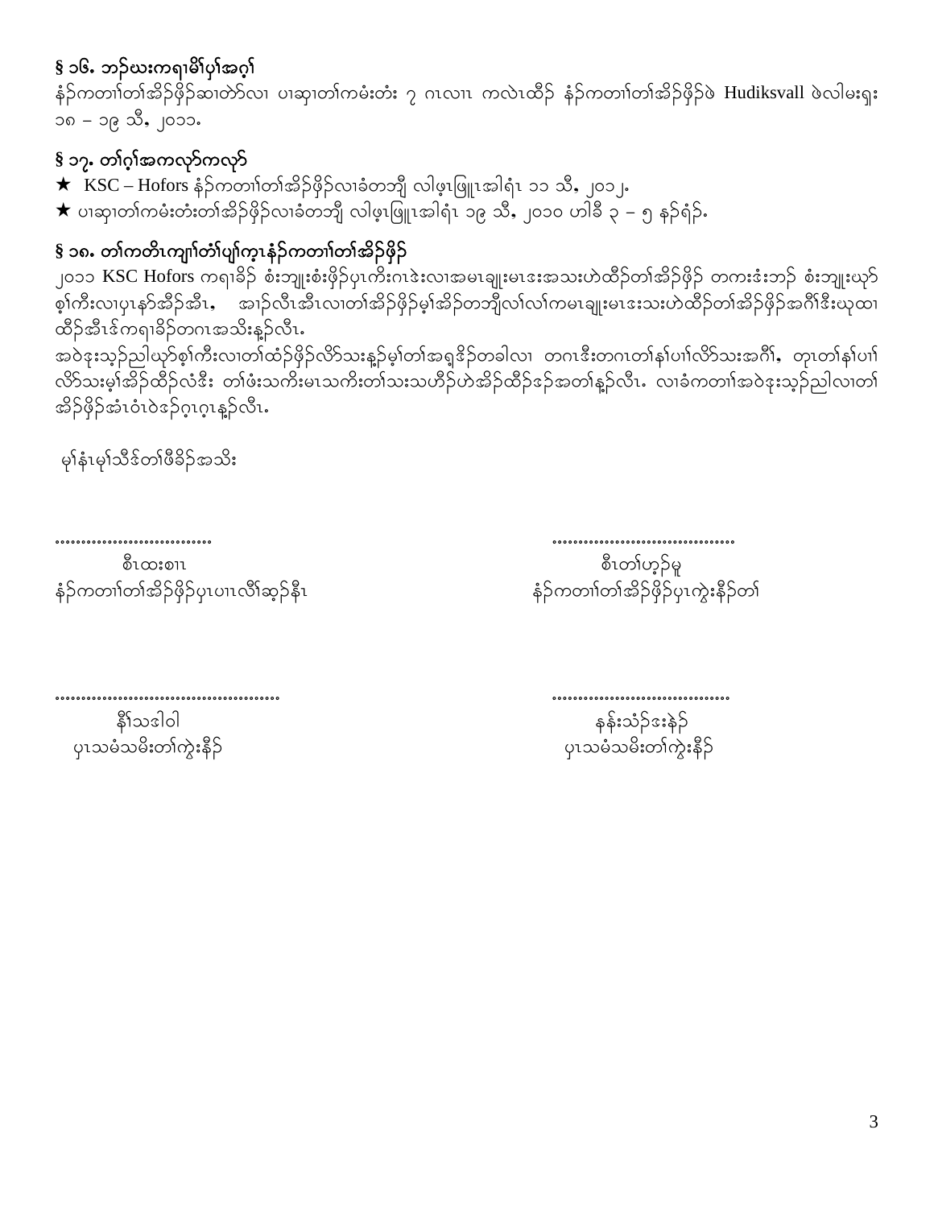### § ၁၆. ဘၣ်ဃးကရၢမိၢ်ပှၢ်အဂ့ၢ်

နံၣ်ကတၢၢ်တၢ်အိၣ်ဖှိၣ်ဆၢတဲာ်လၢ ပၢဆှၢတၢ်ကမံးတံး ၇ ဂၤလၢၤ ကလဲၤထိၣ် နံၣ်ကတၢၢ်တၢ်အိၣ်ဖှိၣ်ဖဲ Hudiksvall ဖဲလါမးရး ၁၈ – ၁၉ သီ, ၂၀၁၁.

### § ၁၇. တၢ်ဂ့ၢ်အကလုာ်ကလုာ်

★ KSC – Hofors နံၣ်ကတၢၢ်တၢ်အိၣ်ဖှိၣ်လၢခံတဘျီ လါဖ့ၤဖြူၤအါရံၤ ၁၁ သီ, ၂၀၁၂.

★ ပၢဆှၢတၢ်ကမံးတံးတၢ်အိၣ်ဖှိၣ်လၢခံတဘျီ လါဖ့ၤဖြူၤအါရံၤ ၁၉ သီ, ၂၀၁၀ ဟါခီ ၃ – ၅ နၣ်ရံၣ်.

### § ၁၈. တၢ်ကတိၤကျၢၢ်တံၢ်ပျၢ်က့ၤနံၣ်ကတၢၢ်တၢ်အိၣ်ဖှိၣ်

၂၀၁၁ KSC Hofors ကရၢခိၣ် စံးဘျုးစံးဖှိၣ်ပှၤကိးဂၤဒဲးလၢအမၤချုးမၤဒႋးအသးဟဲထိၣ်တၢ်အိၣ်ဖှိၣ် တကးဒံးဘၣ် စံးဘျုးယုာ် စ့ၢ်ကီးလၢပှၤနာ်အိၣ်အီၤ, အၢၣ်လီၤအီၤလၢတၢ်အိၣ်ဖှိၣ်မ့ၢ်အိၣ်တဘျီလၢ်လၢ်ကမၤချုးမၤဒႋးသးဟဲထိၣ်တၢ်အိၣ်ဖှိၣ်အဂီၢ်ဒီးယုထၢထိၣ်အီၤဒ်ကရၢခိၣ်တဂၤအသိးန့ၣ်လီၤ.

အဝဲဒုးသ့ၣ်ညါယုာ်စ့ၢ်ကီးလၢတၢ်ထံၣ်ဖှိၣ်လိာ်သးန့ၣ်မ့ၢ်တၢ်အရှုဒိၣ်တခါလၢ တဂၤဒီးတဂၤတၢ်နၢ်ပၢၢ်လိာ်သးအဂီၢ်, တုၤတၢ်နၢ်ပၢၢ်လိာ်သးမ့ၢ်အိၣ်ထိၣ်လံဒီး တၢ်ဖံးသကိးမၤသကိးတၢ်သးသဟိၣ်ဟဲအိၣ်ထိၣ်ဒၣ်အတၢ်နူၣ်လီၤ. လၢခံကတၢၢ်အဝဲဒုးသ့ၣ်ညါလၢတၢ်အိၣ်ဖှိၣ်အံၤဝံၤဝဲဒၣ်ဂ့ၤဂ့ၤန့ၣ်လီၤ.

မ့ၢ်နံၤမ့ၢ်သီဒ်တၢ်ဖီခိၣ်အသိး

| | |
|---|---|
| .................................. | ......................................... |
| စီၤထးစၢၤ | စီၤတၢ်ဟ့ၣ်မူ |
| နံၣ်ကတၢၢ်တၢ်အိၣ်ဖှိၣ်ပှၤပၢၤလီၢ်ဆ့ၣ်နီၤ | နံၣ်ကတၢၢ်တၢ်အိၣ်ဖှိၣ်ပှၤကွဲးနီၣ်တၢ် |
| ................................................... | ......................................... |
| နီၢ်သဒါဝါ | နန်းသံၣ်ဒႋးနဲၣ် |
| ပှၤသမံသမိးတၢ်ကွဲးနီၣ် | ပှၤသမံသမိးတၢ်ကွဲးနီၣ် |